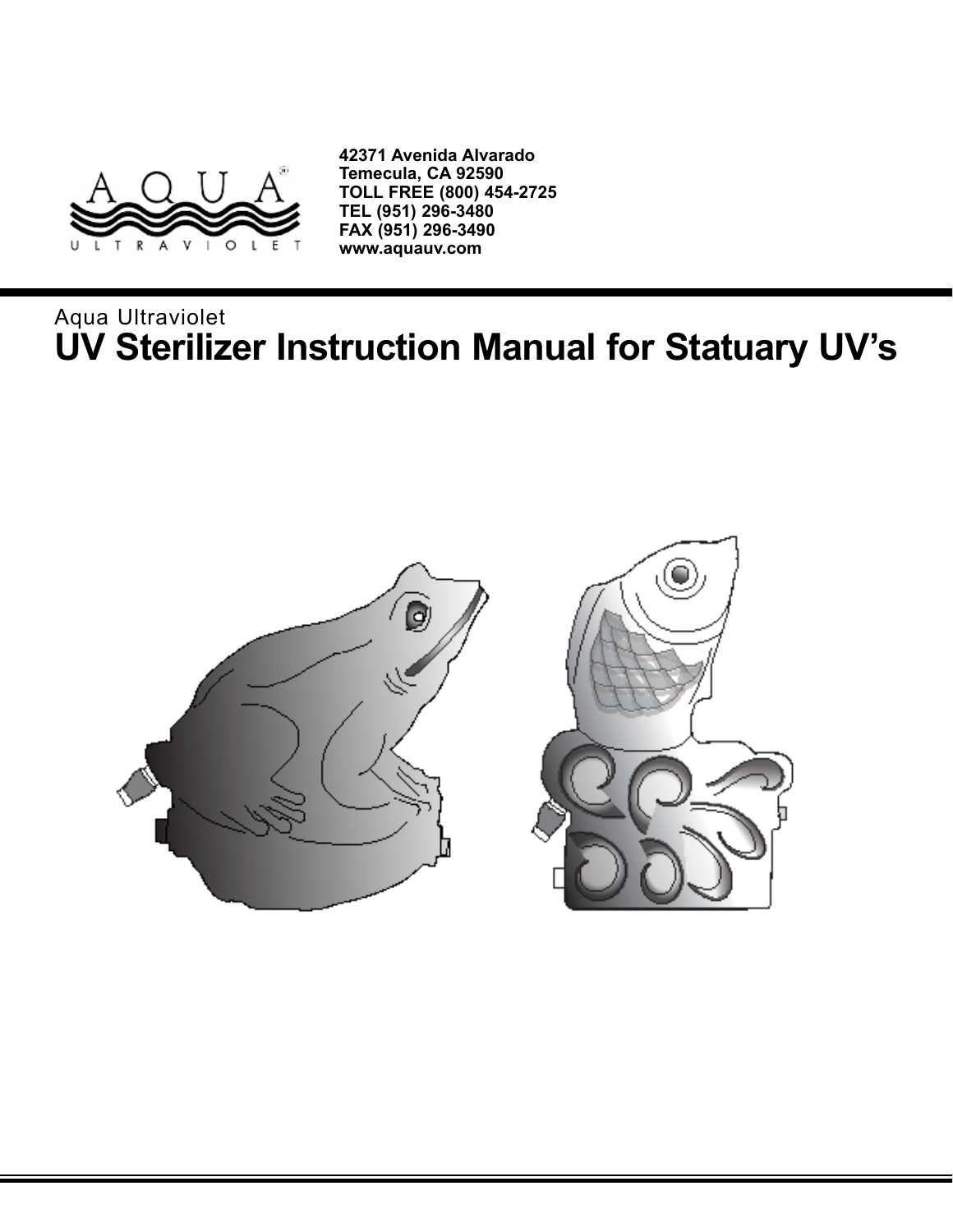42371 Avenida Alvarado
Temecula, CA 92590
TOLL FREE (800) 454-2725
TEL (951) 296-3480
FAX (951) 296-3490
www.aquauv.com

Aqua Ultraviolet

# UV Sterilizer Instruction Manual for Statuary UV's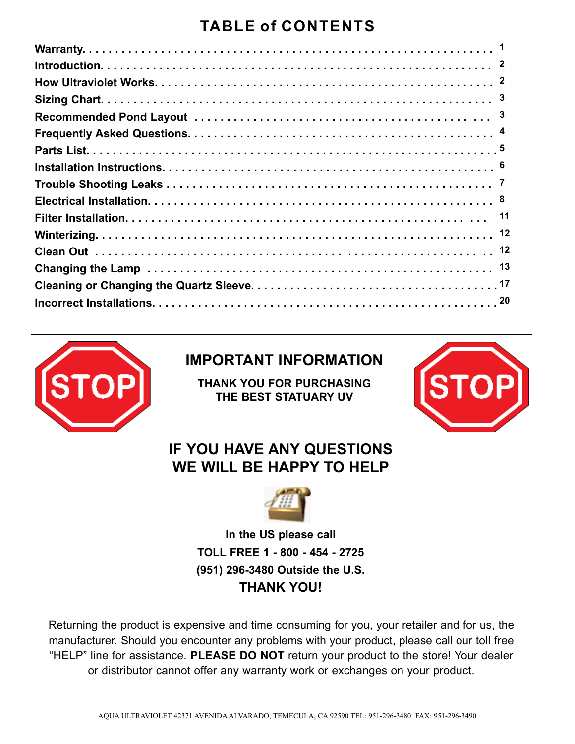# TABLE of CONTENTS

| Section | Page |
|---|---|
| Warranty | 1 |
| Introduction | 2 |
| How Ultraviolet Works | 2 |
| Sizing Chart | 3 |
| Recommended Pond Layout | 3 |
| Frequently Asked Questions | 4 |
| Parts List | 5 |
| Installation Instructions | 6 |
| Trouble Shooting Leaks | 7 |
| Electrical Installation | 8 |
| Filter Installation | 11 |
| Winterizing | 12 |
| Clean Out | 12 |
| Changing the Lamp | 13 |
| Cleaning or Changing the Quartz Sleeve | 17 |
| Incorrect Installations | 20 |

---

STOP

## IMPORTANT INFORMATION

**THANK YOU FOR PURCHASING THE BEST STATUARY UV**

STOP

## IF YOU HAVE ANY QUESTIONS WE WILL BE HAPPY TO HELP

**In the US please call**

**TOLL FREE 1 - 800 - 454 - 2725**

**(951) 296-3480 Outside the U.S.**

**THANK YOU!**

Returning the product is expensive and time consuming for you, your retailer and for us, the manufacturer. Should you encounter any problems with your product, please call our toll free "HELP" line for assistance. **PLEASE DO NOT** return your product to the store! Your dealer or distributor cannot offer any warranty work or exchanges on your product.

AQUA ULTRAVIOLET 42371 AVENIDA ALVARADO, TEMECULA, CA 92590 TEL: 951-296-3480 FAX: 951-296-3490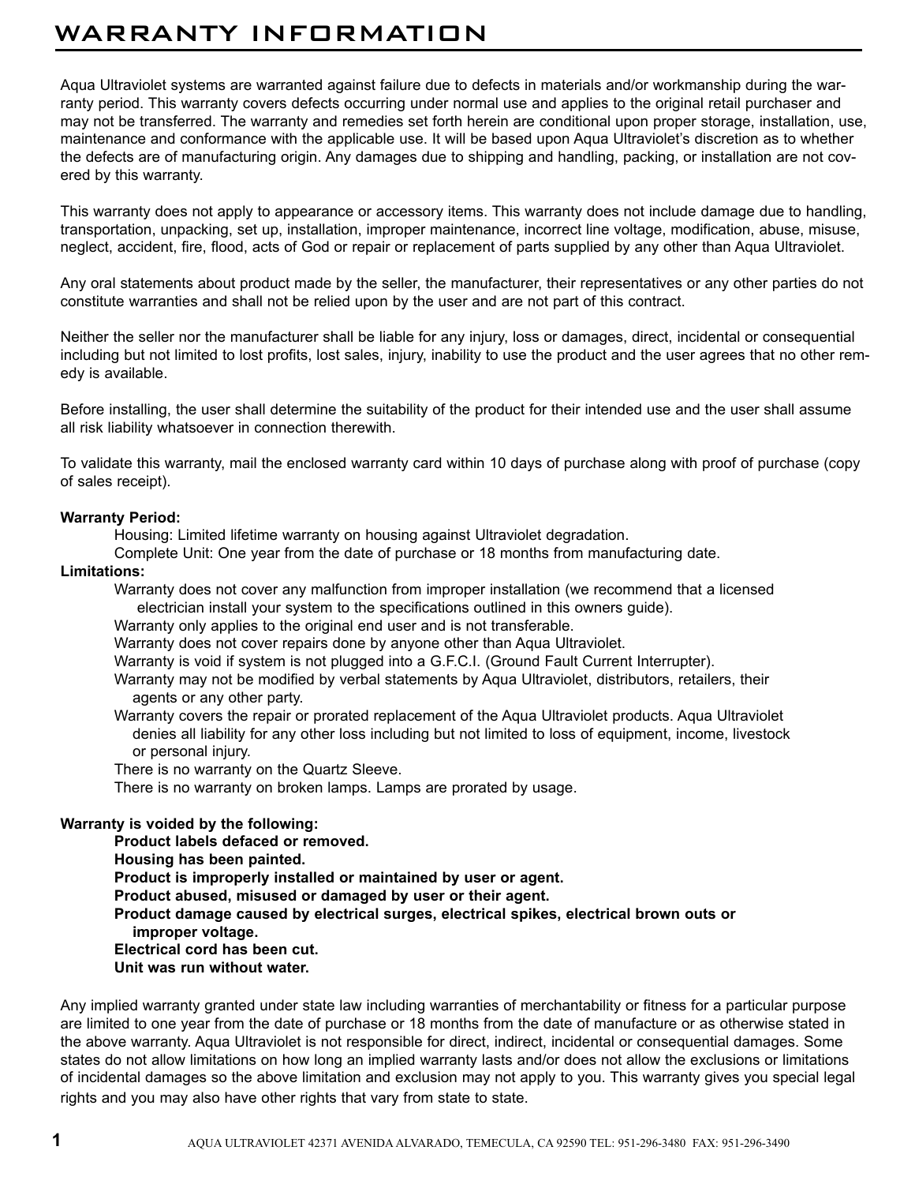# WARRANTY INFORMATION

Aqua Ultraviolet systems are warranted against failure due to defects in materials and/or workmanship during the warranty period. This warranty covers defects occurring under normal use and applies to the original retail purchaser and may not be transferred. The warranty and remedies set forth herein are conditional upon proper storage, installation, use, maintenance and conformance with the applicable use. It will be based upon Aqua Ultraviolet's discretion as to whether the defects are of manufacturing origin. Any damages due to shipping and handling, packing, or installation are not covered by this warranty.

This warranty does not apply to appearance or accessory items. This warranty does not include damage due to handling, transportation, unpacking, set up, installation, improper maintenance, incorrect line voltage, modification, abuse, misuse, neglect, accident, fire, flood, acts of God or repair or replacement of parts supplied by any other than Aqua Ultraviolet.

Any oral statements about product made by the seller, the manufacturer, their representatives or any other parties do not constitute warranties and shall not be relied upon by the user and are not part of this contract.

Neither the seller nor the manufacturer shall be liable for any injury, loss or damages, direct, incidental or consequential including but not limited to lost profits, lost sales, injury, inability to use the product and the user agrees that no other remedy is available.

Before installing, the user shall determine the suitability of the product for their intended use and the user shall assume all risk liability whatsoever in connection therewith.

To validate this warranty, mail the enclosed warranty card within 10 days of purchase along with proof of purchase (copy of sales receipt).

**Warranty Period:**

Housing: Limited lifetime warranty on housing against Ultraviolet degradation.
Complete Unit: One year from the date of purchase or 18 months from manufacturing date.

**Limitations:**

Warranty does not cover any malfunction from improper installation (we recommend that a licensed electrician install your system to the specifications outlined in this owners guide).
Warranty only applies to the original end user and is not transferable.
Warranty does not cover repairs done by anyone other than Aqua Ultraviolet.
Warranty is void if system is not plugged into a G.F.C.I. (Ground Fault Current Interrupter).
Warranty may not be modified by verbal statements by Aqua Ultraviolet, distributors, retailers, their agents or any other party.
Warranty covers the repair or prorated replacement of the Aqua Ultraviolet products. Aqua Ultraviolet denies all liability for any other loss including but not limited to loss of equipment, income, livestock or personal injury.
There is no warranty on the Quartz Sleeve.
There is no warranty on broken lamps. Lamps are prorated by usage.

**Warranty is voided by the following:**

**Product labels defaced or removed.**
**Housing has been painted.**
**Product is improperly installed or maintained by user or agent.**
**Product abused, misused or damaged by user or their agent.**
**Product damage caused by electrical surges, electrical spikes, electrical brown outs or improper voltage.**
**Electrical cord has been cut.**
**Unit was run without water.**

Any implied warranty granted under state law including warranties of merchantability or fitness for a particular purpose are limited to one year from the date of purchase or 18 months from the date of manufacture or as otherwise stated in the above warranty. Aqua Ultraviolet is not responsible for direct, indirect, incidental or consequential damages. Some states do not allow limitations on how long an implied warranty lasts and/or does not allow the exclusions or limitations of incidental damages so the above limitation and exclusion may not apply to you. This warranty gives you special legal rights and you may also have other rights that vary from state to state.

AQUA ULTRAVIOLET 42371 AVENIDA ALVARADO, TEMECULA, CA 92590 TEL: 951-296-3480 FAX: 951-296-3490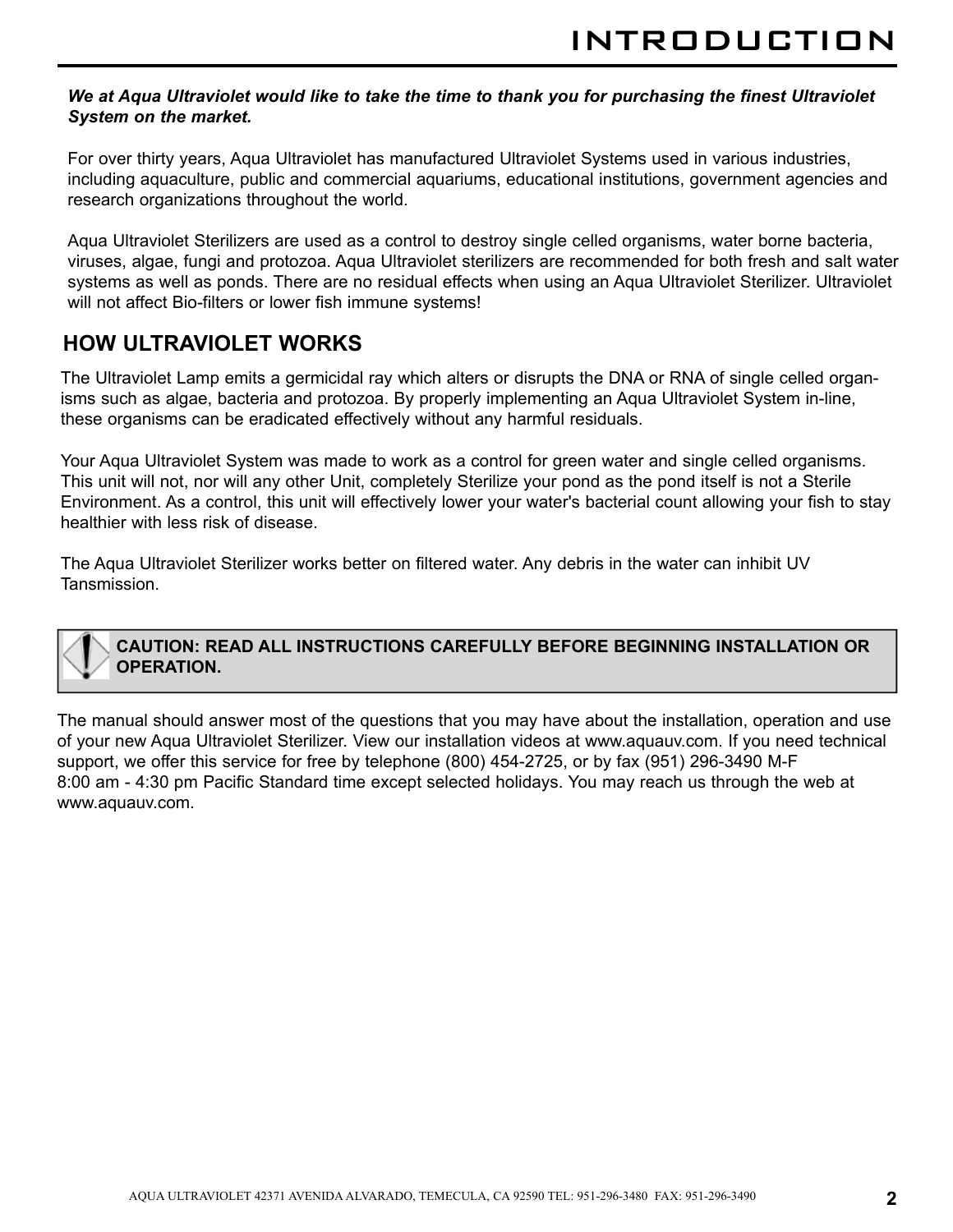# INTRODUCTION

***We at Aqua Ultraviolet would like to take the time to thank you for purchasing the finest Ultraviolet System on the market.***

For over thirty years, Aqua Ultraviolet has manufactured Ultraviolet Systems used in various industries, including aquaculture, public and commercial aquariums, educational institutions, government agencies and research organizations throughout the world.

Aqua Ultraviolet Sterilizers are used as a control to destroy single celled organisms, water borne bacteria, viruses, algae, fungi and protozoa. Aqua Ultraviolet sterilizers are recommended for both fresh and salt water systems as well as ponds. There are no residual effects when using an Aqua Ultraviolet Sterilizer. Ultraviolet will not affect Bio-filters or lower fish immune systems!

## HOW ULTRAVIOLET WORKS

The Ultraviolet Lamp emits a germicidal ray which alters or disrupts the DNA or RNA of single celled organisms such as algae, bacteria and protozoa. By properly implementing an Aqua Ultraviolet System in-line, these organisms can be eradicated effectively without any harmful residuals.

Your Aqua Ultraviolet System was made to work as a control for green water and single celled organisms. This unit will not, nor will any other Unit, completely Sterilize your pond as the pond itself is not a Sterile Environment. As a control, this unit will effectively lower your water's bacterial count allowing your fish to stay healthier with less risk of disease.

The Aqua Ultraviolet Sterilizer works better on filtered water. Any debris in the water can inhibit UV Tansmission.

**CAUTION: READ ALL INSTRUCTIONS CAREFULLY BEFORE BEGINNING INSTALLATION OR OPERATION.**

The manual should answer most of the questions that you may have about the installation, operation and use of your new Aqua Ultraviolet Sterilizer. View our installation videos at www.aquauv.com. If you need technical support, we offer this service for free by telephone (800) 454-2725, or by fax (951) 296-3490 M-F 8:00 am - 4:30 pm Pacific Standard time except selected holidays. You may reach us through the web at www.aquauv.com.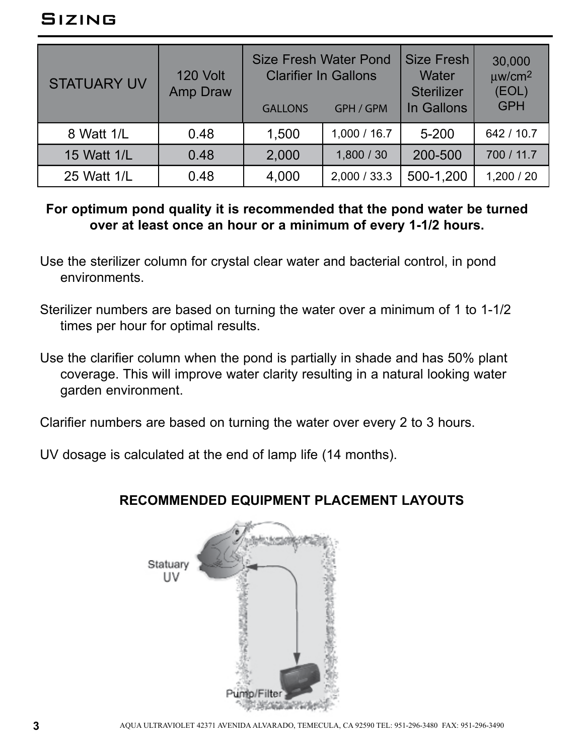# Sizing

| STATUARY UV | 120 Volt Amp Draw | Size Fresh Water Pond Clarifier In Gallons | | Size Fresh Water Sterilizer In Gallons | 30,000 μw/cm² (EOL) GPH |
|---|---|---|---|---|---|
| | | GALLONS | GPH / GPM | | |
| 8 Watt 1/L | 0.48 | 1,500 | 1,000 / 16.7 | 5-200 | 642 / 10.7 |
| 15 Watt 1/L | 0.48 | 2,000 | 1,800 / 30 | 200-500 | 700 / 11.7 |
| 25 Watt 1/L | 0.48 | 4,000 | 2,000 / 33.3 | 500-1,200 | 1,200 / 20 |

**For optimum pond quality it is recommended that the pond water be turned over at least once an hour or a minimum of every 1-1/2 hours.**

Use the sterilizer column for crystal clear water and bacterial control, in pond environments.

Sterilizer numbers are based on turning the water over a minimum of 1 to 1-1/2 times per hour for optimal results.

Use the clarifier column when the pond is partially in shade and has 50% plant coverage. This will improve water clarity resulting in a natural looking water garden environment.

Clarifier numbers are based on turning the water over every 2 to 3 hours.

UV dosage is calculated at the end of lamp life (14 months).

**RECOMMENDED EQUIPMENT PLACEMENT LAYOUTS**

Statuary UV

Pump/Filter

AQUA ULTRAVIOLET 42371 AVENIDA ALVARADO, TEMECULA, CA 92590 TEL: 951-296-3480 FAX: 951-296-3490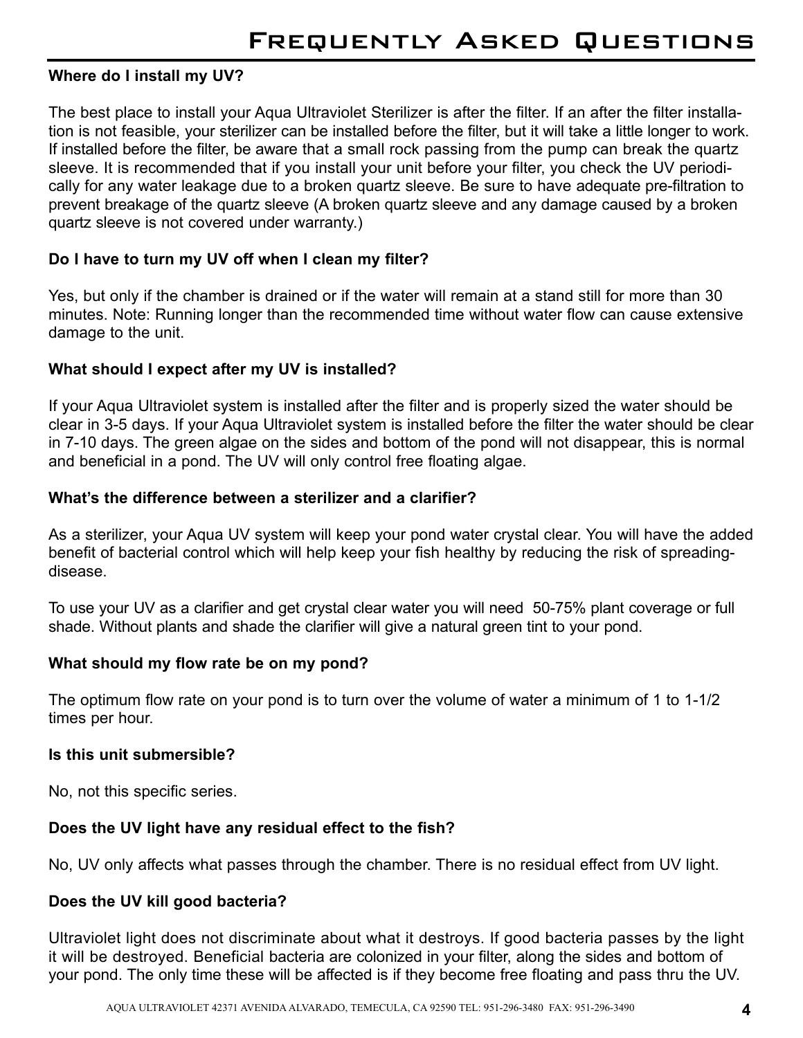# Frequently Asked Questions

**Where do I install my UV?**

The best place to install your Aqua Ultraviolet Sterilizer is after the filter. If an after the filter installation is not feasible, your sterilizer can be installed before the filter, but it will take a little longer to work. If installed before the filter, be aware that a small rock passing from the pump can break the quartz sleeve. It is recommended that if you install your unit before your filter, you check the UV periodically for any water leakage due to a broken quartz sleeve. Be sure to have adequate pre-filtration to prevent breakage of the quartz sleeve (A broken quartz sleeve and any damage caused by a broken quartz sleeve is not covered under warranty.)

**Do I have to turn my UV off when I clean my filter?**

Yes, but only if the chamber is drained or if the water will remain at a stand still for more than 30 minutes. Note: Running longer than the recommended time without water flow can cause extensive damage to the unit.

**What should I expect after my UV is installed?**

If your Aqua Ultraviolet system is installed after the filter and is properly sized the water should be clear in 3-5 days. If your Aqua Ultraviolet system is installed before the filter the water should be clear in 7-10 days. The green algae on the sides and bottom of the pond will not disappear, this is normal and beneficial in a pond. The UV will only control free floating algae.

**What's the difference between a sterilizer and a clarifier?**

As a sterilizer, your Aqua UV system will keep your pond water crystal clear. You will have the added benefit of bacterial control which will help keep your fish healthy by reducing the risk of spreading-disease.

To use your UV as a clarifier and get crystal clear water you will need 50-75% plant coverage or full shade. Without plants and shade the clarifier will give a natural green tint to your pond.

**What should my flow rate be on my pond?**

The optimum flow rate on your pond is to turn over the volume of water a minimum of 1 to 1-1/2 times per hour.

**Is this unit submersible?**

No, not this specific series.

**Does the UV light have any residual effect to the fish?**

No, UV only affects what passes through the chamber. There is no residual effect from UV light.

**Does the UV kill good bacteria?**

Ultraviolet light does not discriminate about what it destroys. If good bacteria passes by the light it will be destroyed. Beneficial bacteria are colonized in your filter, along the sides and bottom of your pond. The only time these will be affected is if they become free floating and pass thru the UV.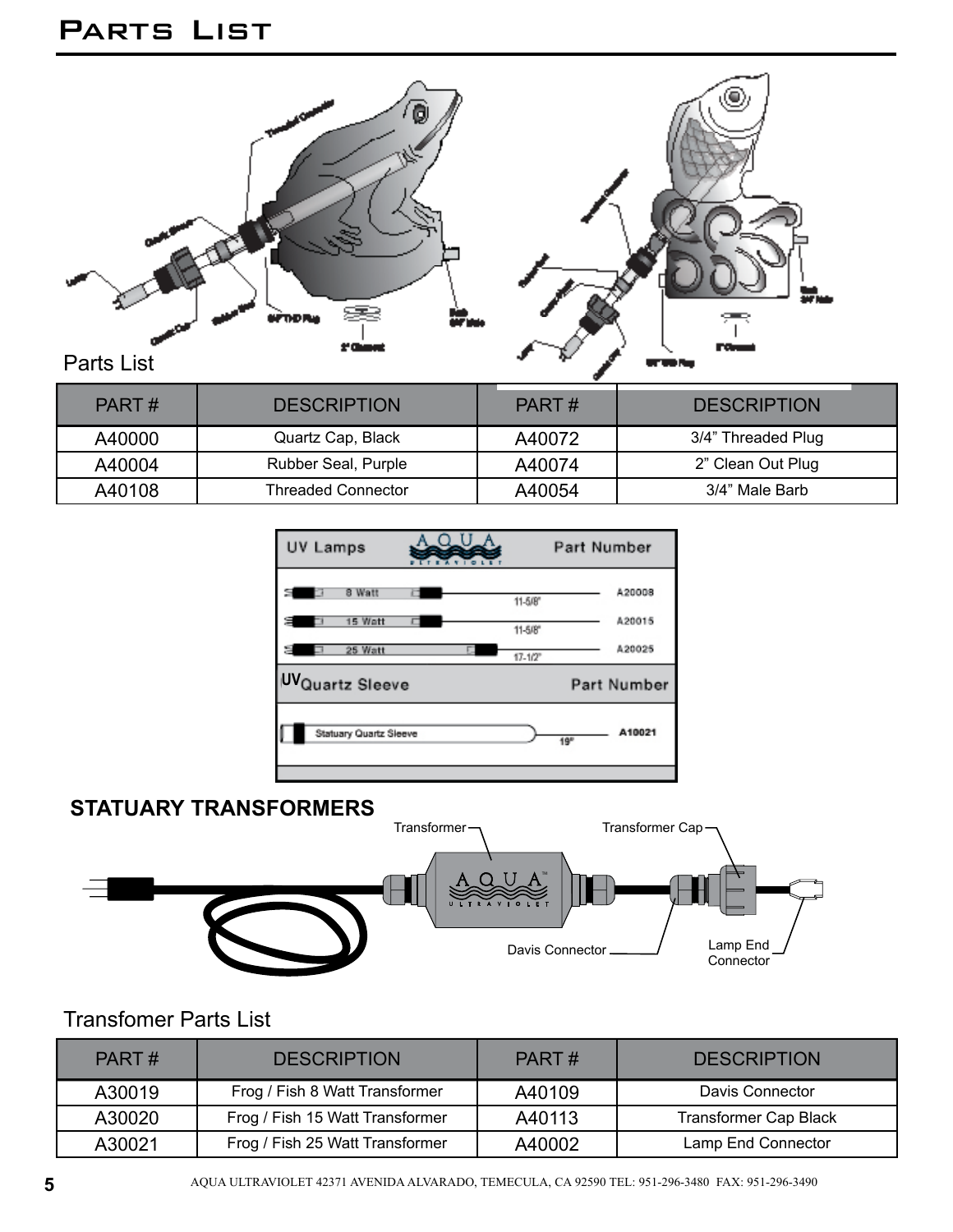# Parts List

Parts List

| PART # | DESCRIPTION | PART # | DESCRIPTION |
| --- | --- | --- | --- |
| A40000 | Quartz Cap, Black | A40072 | 3/4" Threaded Plug |
| A40004 | Rubber Seal, Purple | A40074 | 2" Clean Out Plug |
| A40108 | Threaded Connector | A40054 | 3/4" Male Barb |

| UV Lamps | Part Number |
| --- | --- |
| 8 Watt (11-5/8") | A20008 |
| 15 Watt (11-5/8") | A20015 |
| 25 Watt (17-1/2") | A20025 |

| UV Quartz Sleeve | Part Number |
| --- | --- |
| Statuary Quartz Sleeve (19") | A10021 |

## STATUARY TRANSFORMERS

Transformer, Transformer Cap, Davis Connector, Lamp End Connector

Transfomer Parts List

| PART # | DESCRIPTION | PART # | DESCRIPTION |
| --- | --- | --- | --- |
| A30019 | Frog / Fish 8 Watt Transformer | A40109 | Davis Connector |
| A30020 | Frog / Fish 15 Watt Transformer | A40113 | Transformer Cap Black |
| A30021 | Frog / Fish 25 Watt Transformer | A40002 | Lamp End Connector |

AQUA ULTRAVIOLET 42371 AVENIDA ALVARADO, TEMECULA, CA 92590 TEL: 951-296-3480 FAX: 951-296-3490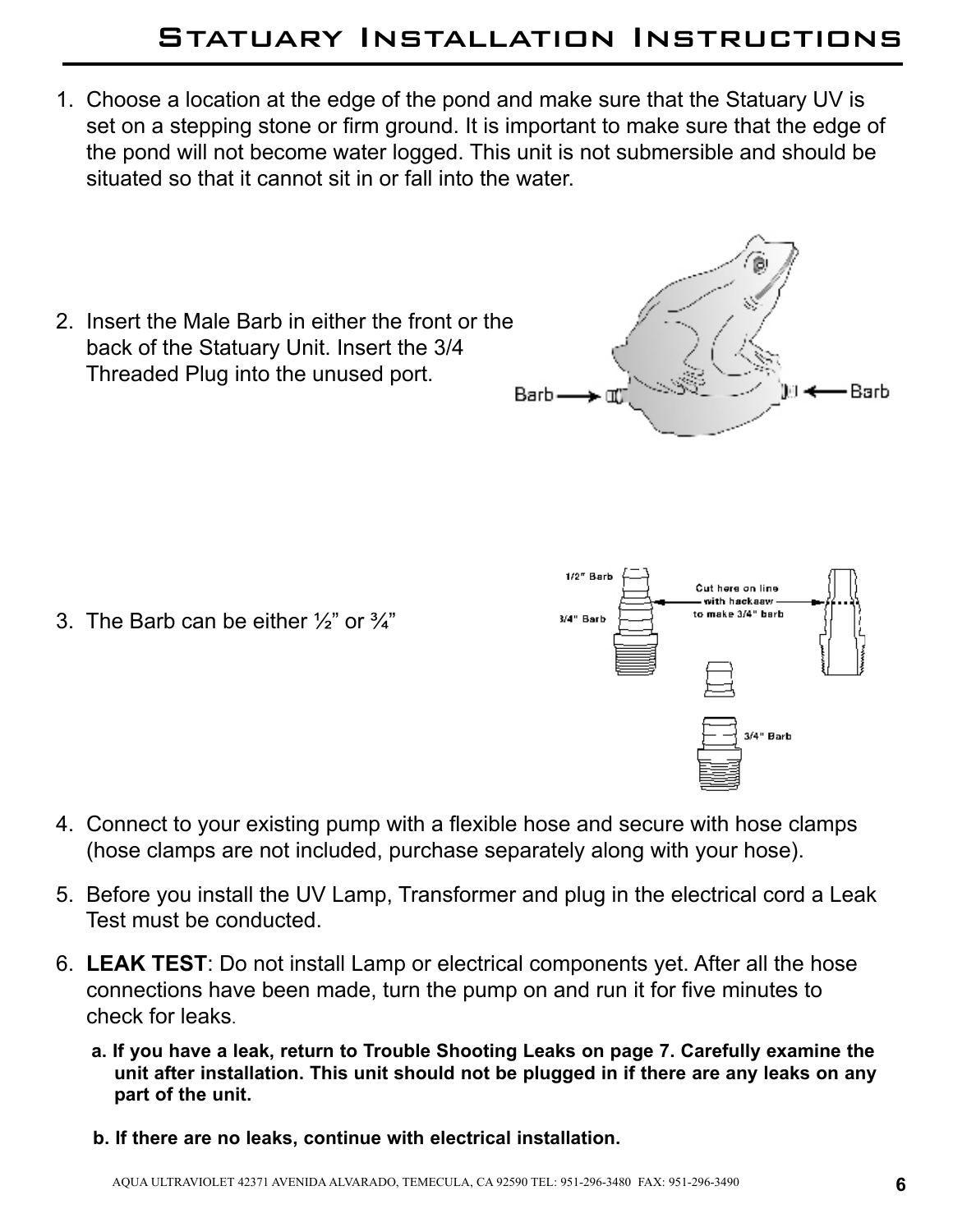# Statuary Installation Instructions

1. Choose a location at the edge of the pond and make sure that the Statuary UV is set on a stepping stone or firm ground. It is important to make sure that the edge of the pond will not become water logged. This unit is not submersible and should be situated so that it cannot sit in or fall into the water.

2. Insert the Male Barb in either the front or the back of the Statuary Unit. Insert the 3/4 Threaded Plug into the unused port.

3. The Barb can be either ½” or ¾”

4. Connect to your existing pump with a flexible hose and secure with hose clamps (hose clamps are not included, purchase separately along with your hose).

5. Before you install the UV Lamp, Transformer and plug in the electrical cord a Leak Test must be conducted.

6. **LEAK TEST**: Do not install Lamp or electrical components yet. After all the hose connections have been made, turn the pump on and run it for five minutes to check for leaks.

   **a. If you have a leak, return to Trouble Shooting Leaks on page 7. Carefully examine the unit after installation. This unit should not be plugged in if there are any leaks on any part of the unit.**

   **b. If there are no leaks, continue with electrical installation.**

AQUA ULTRAVIOLET 42371 AVENIDA ALVARADO, TEMECULA, CA 92590 TEL: 951-296-3480 FAX: 951-296-3490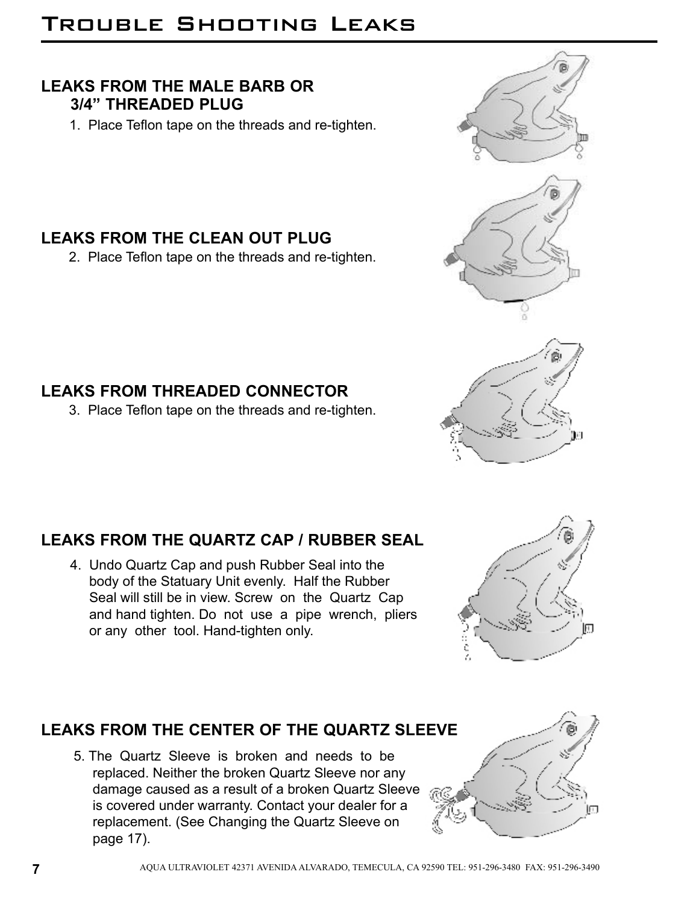# Trouble Shooting Leaks

## LEAKS FROM THE MALE BARB OR 3/4" THREADED PLUG

1. Place Teflon tape on the threads and re-tighten.

## LEAKS FROM THE CLEAN OUT PLUG

2. Place Teflon tape on the threads and re-tighten.

## LEAKS FROM THREADED CONNECTOR

3. Place Teflon tape on the threads and re-tighten.

## LEAKS FROM THE QUARTZ CAP / RUBBER SEAL

4. Undo Quartz Cap and push Rubber Seal into the body of the Statuary Unit evenly. Half the Rubber Seal will still be in view. Screw on the Quartz Cap and hand tighten. Do not use a pipe wrench, pliers or any other tool. Hand-tighten only.

## LEAKS FROM THE CENTER OF THE QUARTZ SLEEVE

5. The Quartz Sleeve is broken and needs to be replaced. Neither the broken Quartz Sleeve nor any damage caused as a result of a broken Quartz Sleeve is covered under warranty. Contact your dealer for a replacement. (See Changing the Quartz Sleeve on page 17).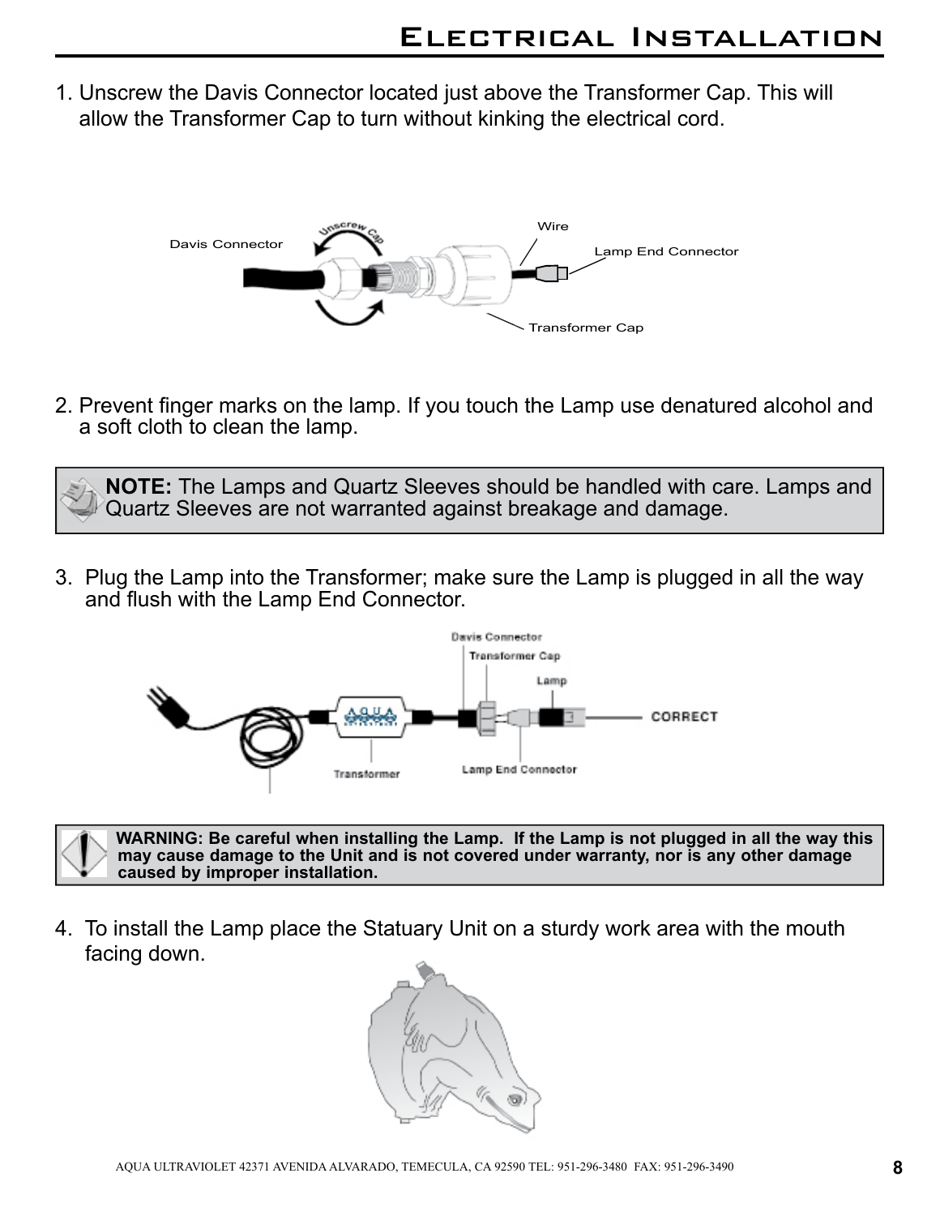# Electrical Installation

1. Unscrew the Davis Connector located just above the Transformer Cap. This will allow the Transformer Cap to turn without kinking the electrical cord.

2. Prevent finger marks on the lamp. If you touch the Lamp use denatured alcohol and a soft cloth to clean the lamp.

> **NOTE:** The Lamps and Quartz Sleeves should be handled with care. Lamps and Quartz Sleeves are not warranted against breakage and damage.

3. Plug the Lamp into the Transformer; make sure the Lamp is plugged in all the way and flush with the Lamp End Connector.

> **WARNING: Be careful when installing the Lamp. If the Lamp is not plugged in all the way this may cause damage to the Unit and is not covered under warranty, nor is any other damage caused by improper installation.**

4. To install the Lamp place the Statuary Unit on a sturdy work area with the mouth facing down.

AQUA ULTRAVIOLET 42371 AVENIDA ALVARADO, TEMECULA, CA 92590 TEL: 951-296-3480 FAX: 951-296-3490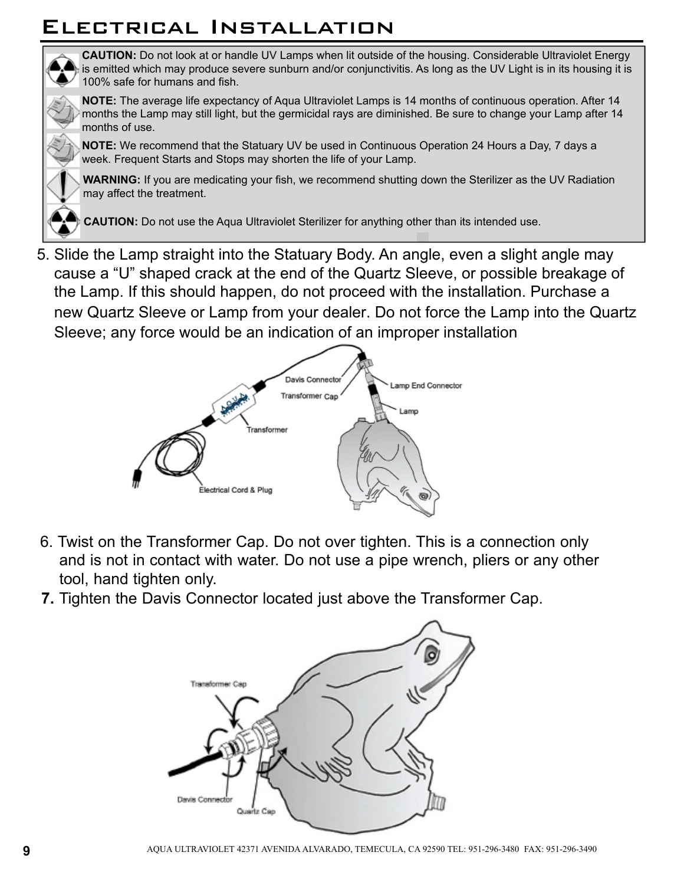# Electrical Installation

**CAUTION:** Do not look at or handle UV Lamps when lit outside of the housing. Considerable Ultraviolet Energy is emitted which may produce severe sunburn and/or conjunctivitis. As long as the UV Light is in its housing it is 100% safe for humans and fish.

**NOTE:** The average life expectancy of Aqua Ultraviolet Lamps is 14 months of continuous operation. After 14 months the Lamp may still light, but the germicidal rays are diminished. Be sure to change your Lamp after 14 months of use.

**NOTE:** We recommend that the Statuary UV be used in Continuous Operation 24 Hours a Day, 7 days a week. Frequent Starts and Stops may shorten the life of your Lamp.

**WARNING:** If you are medicating your fish, we recommend shutting down the Sterilizer as the UV Radiation may affect the treatment.

**CAUTION:** Do not use the Aqua Ultraviolet Sterilizer for anything other than its intended use.

5. Slide the Lamp straight into the Statuary Body. An angle, even a slight angle may cause a "U" shaped crack at the end of the Quartz Sleeve, or possible breakage of the Lamp. If this should happen, do not proceed with the installation. Purchase a new Quartz Sleeve or Lamp from your dealer. Do not force the Lamp into the Quartz Sleeve; any force would be an indication of an improper installation

6. Twist on the Transformer Cap. Do not over tighten. This is a connection only and is not in contact with water. Do not use a pipe wrench, pliers or any other tool, hand tighten only.
7. Tighten the Davis Connector located just above the Transformer Cap.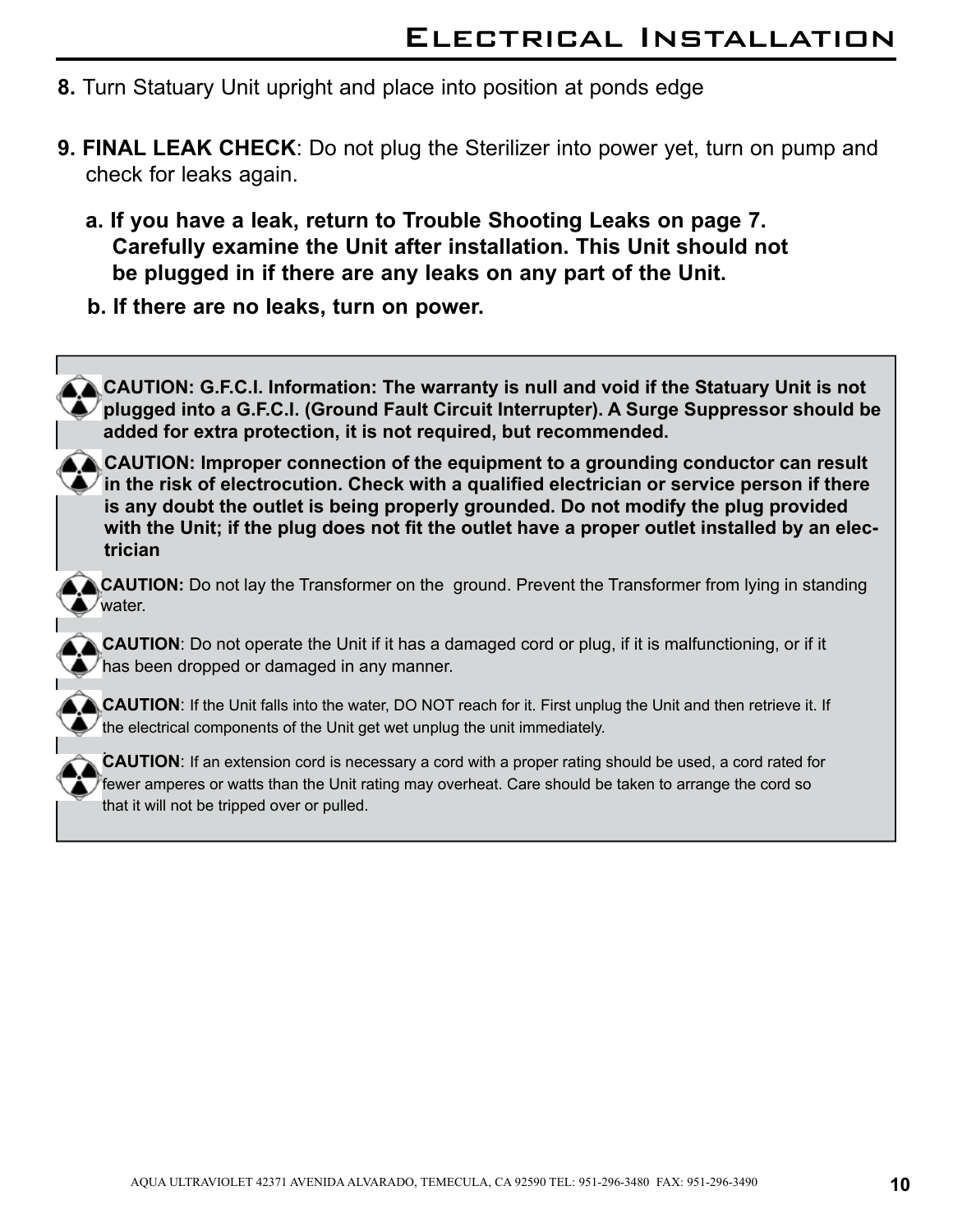# Electrical Installation

**8.** Turn Statuary Unit upright and place into position at ponds edge

**9. FINAL LEAK CHECK**: Do not plug the Sterilizer into power yet, turn on pump and check for leaks again.

**a. If you have a leak, return to Trouble Shooting Leaks on page 7. Carefully examine the Unit after installation. This Unit should not be plugged in if there are any leaks on any part of the Unit.**

**b. If there are no leaks, turn on power.**

**CAUTION: G.F.C.I. Information: The warranty is null and void if the Statuary Unit is not plugged into a G.F.C.I. (Ground Fault Circuit Interrupter). A Surge Suppressor should be added for extra protection, it is not required, but recommended.**

**CAUTION: Improper connection of the equipment to a grounding conductor can result in the risk of electrocution. Check with a qualified electrician or service person if there is any doubt the outlet is being properly grounded. Do not modify the plug provided with the Unit; if the plug does not fit the outlet have a proper outlet installed by an electrician**

**CAUTION:** Do not lay the Transformer on the ground. Prevent the Transformer from lying in standing water.

**CAUTION**: Do not operate the Unit if it has a damaged cord or plug, if it is malfunctioning, or if it has been dropped or damaged in any manner.

**CAUTION**: If the Unit falls into the water, DO NOT reach for it. First unplug the Unit and then retrieve it. If the electrical components of the Unit get wet unplug the unit immediately.

**CAUTION**: If an extension cord is necessary a cord with a proper rating should be used, a cord rated for fewer amperes or watts than the Unit rating may overheat. Care should be taken to arrange the cord so that it will not be tripped over or pulled.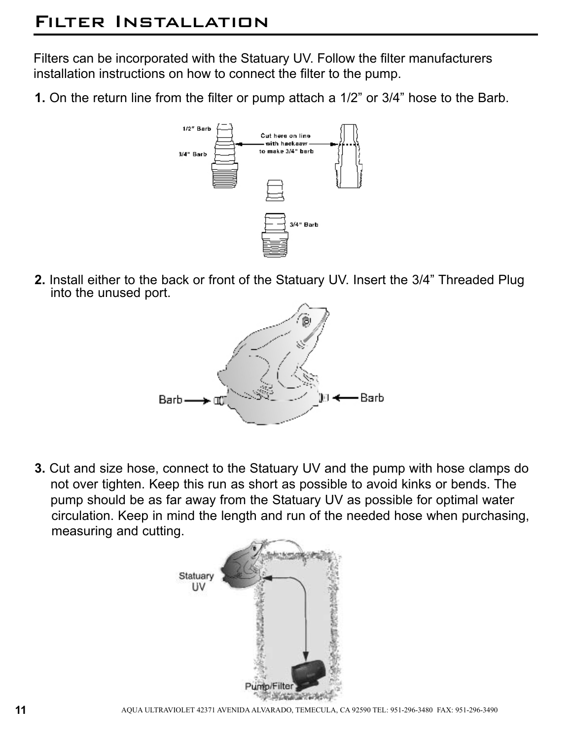# Filter Installation

Filters can be incorporated with the Statuary UV. Follow the filter manufacturers installation instructions on how to connect the filter to the pump.

**1.** On the return line from the filter or pump attach a 1/2" or 3/4" hose to the Barb.

**2.** Install either to the back or front of the Statuary UV. Insert the 3/4" Threaded Plug into the unused port.

**3.** Cut and size hose, connect to the Statuary UV and the pump with hose clamps do not over tighten. Keep this run as short as possible to avoid kinks or bends. The pump should be as far away from the Statuary UV as possible for optimal water circulation. Keep in mind the length and run of the needed hose when purchasing, measuring and cutting.

AQUA ULTRAVIOLET 42371 AVENIDA ALVARADO, TEMECULA, CA 92590 TEL: 951-296-3480 FAX: 951-296-3490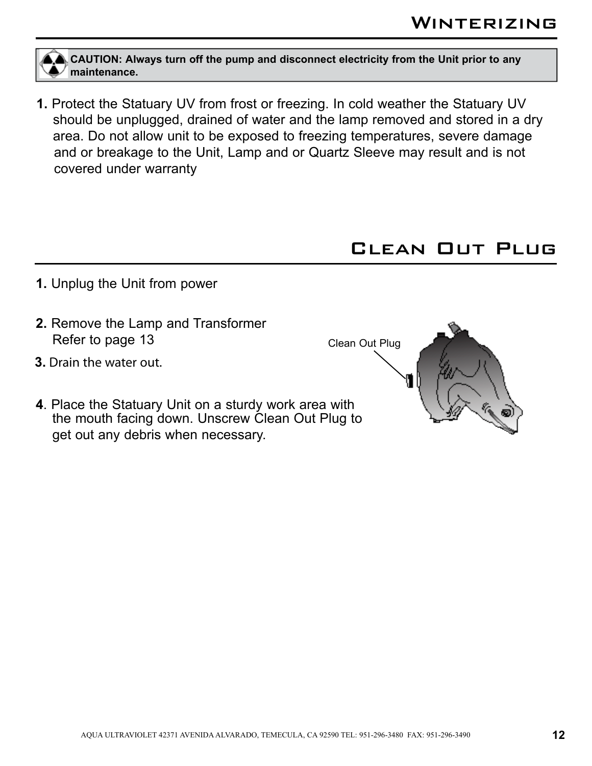# Winterizing

**CAUTION: Always turn off the pump and disconnect electricity from the Unit prior to any maintenance.**

**1.** Protect the Statuary UV from frost or freezing. In cold weather the Statuary UV should be unplugged, drained of water and the lamp removed and stored in a dry area. Do not allow unit to be exposed to freezing temperatures, severe damage and or breakage to the Unit, Lamp and or Quartz Sleeve may result and is not covered under warranty

# Clean Out Plug

**1.** Unplug the Unit from power

**2.** Remove the Lamp and Transformer Refer to page 13

**3.** Drain the water out.

**4**. Place the Statuary Unit on a sturdy work area with the mouth facing down. Unscrew Clean Out Plug to get out any debris when necessary.

Clean Out Plug

AQUA ULTRAVIOLET 42371 AVENIDA ALVARADO, TEMECULA, CA 92590 TEL: 951-296-3480 FAX: 951-296-3490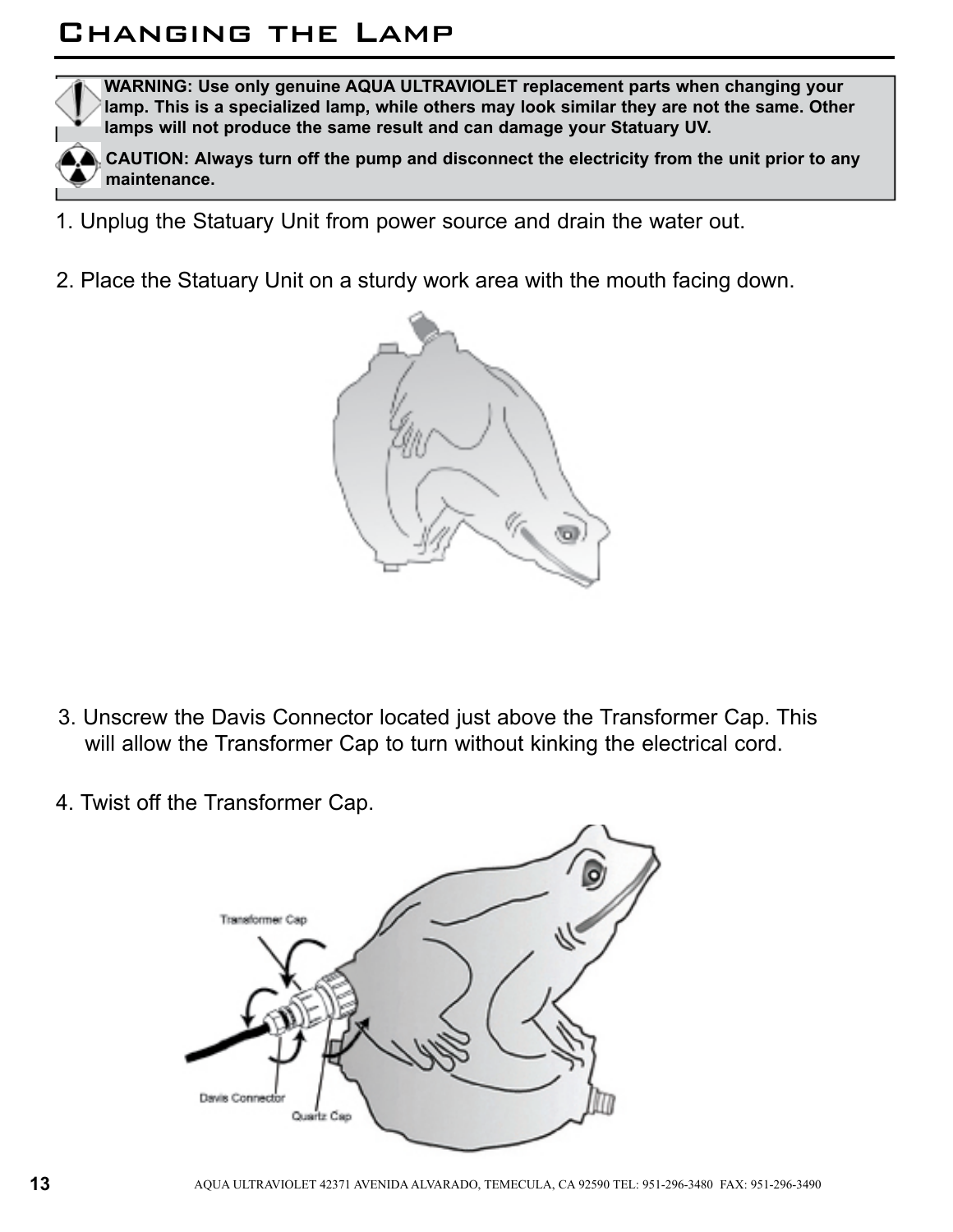# Changing the Lamp

**WARNING: Use only genuine AQUA ULTRAVIOLET replacement parts when changing your lamp. This is a specialized lamp, while others may look similar they are not the same. Other lamps will not produce the same result and can damage your Statuary UV.**

**CAUTION: Always turn off the pump and disconnect the electricity from the unit prior to any maintenance.**

1. Unplug the Statuary Unit from power source and drain the water out.

2. Place the Statuary Unit on a sturdy work area with the mouth facing down.

3. Unscrew the Davis Connector located just above the Transformer Cap. This will allow the Transformer Cap to turn without kinking the electrical cord.

4. Twist off the Transformer Cap.

AQUA ULTRAVIOLET 42371 AVENIDA ALVARADO, TEMECULA, CA 92590 TEL: 951-296-3480 FAX: 951-296-3490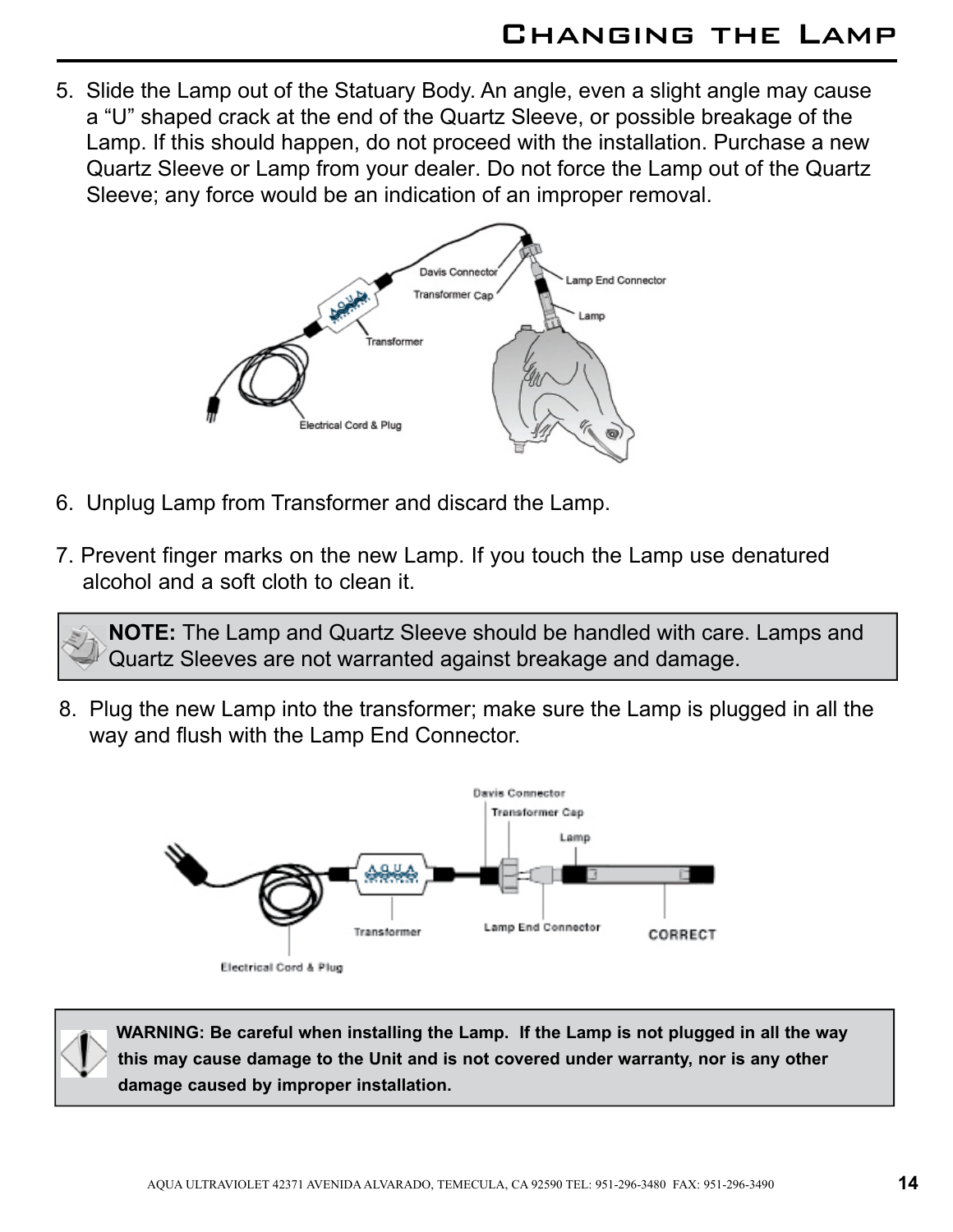## Changing the Lamp

5. Slide the Lamp out of the Statuary Body. An angle, even a slight angle may cause a “U” shaped crack at the end of the Quartz Sleeve, or possible breakage of the Lamp. If this should happen, do not proceed with the installation. Purchase a new Quartz Sleeve or Lamp from your dealer. Do not force the Lamp out of the Quartz Sleeve; any force would be an indication of an improper removal.

Davis Connector
Transformer Cap
Lamp End Connector
Lamp
Transformer
Electrical Cord & Plug

6. Unplug Lamp from Transformer and discard the Lamp.

7. Prevent finger marks on the new Lamp. If you touch the Lamp use denatured alcohol and a soft cloth to clean it.

> **NOTE:** The Lamp and Quartz Sleeve should be handled with care. Lamps and Quartz Sleeves are not warranted against breakage and damage.

8. Plug the new Lamp into the transformer; make sure the Lamp is plugged in all the way and flush with the Lamp End Connector.

Davis Connector
Transformer Cap
Lamp
Transformer
Lamp End Connector
CORRECT
Electrical Cord & Plug

> **WARNING: Be careful when installing the Lamp. If the Lamp is not plugged in all the way this may cause damage to the Unit and is not covered under warranty, nor is any other damage caused by improper installation.**

AQUA ULTRAVIOLET 42371 AVENIDA ALVARADO, TEMECULA, CA 92590 TEL: 951-296-3480 FAX: 951-296-3490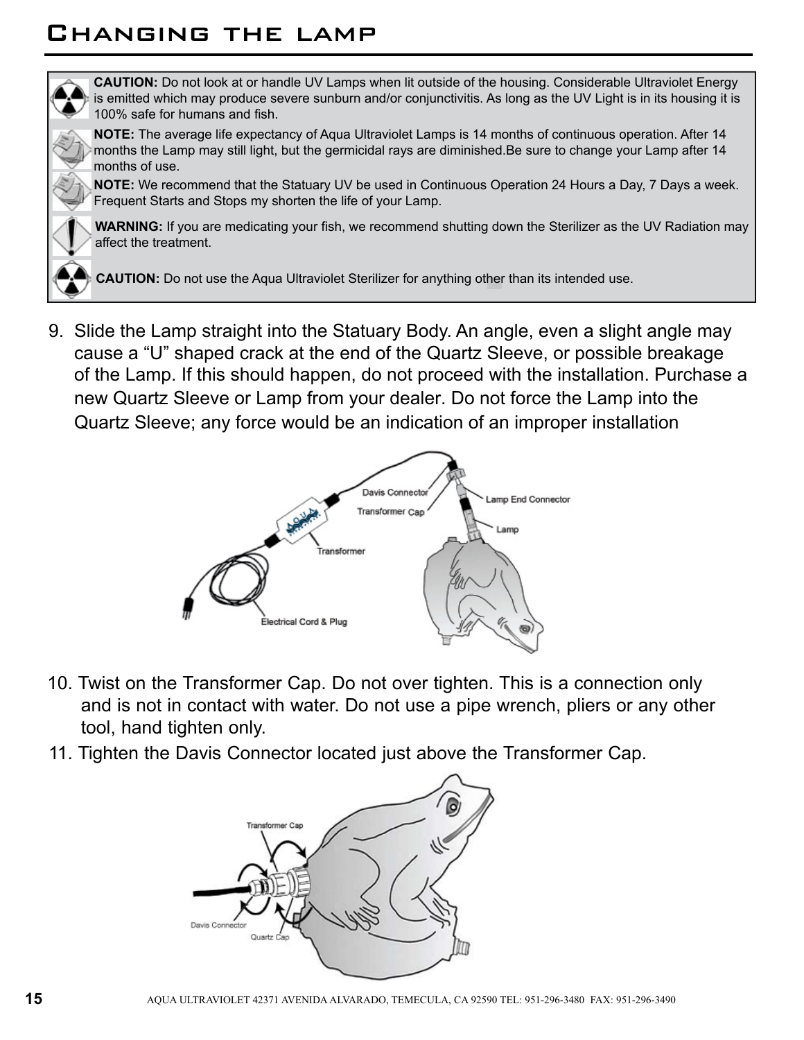# Changing the lamp

**CAUTION:** Do not look at or handle UV Lamps when lit outside of the housing. Considerable Ultraviolet Energy is emitted which may produce severe sunburn and/or conjunctivitis. As long as the UV Light is in its housing it is 100% safe for humans and fish.

**NOTE:** The average life expectancy of Aqua Ultraviolet Lamps is 14 months of continuous operation. After 14 months the Lamp may still light, but the germicidal rays are diminished.Be sure to change your Lamp after 14 months of use.

**NOTE:** We recommend that the Statuary UV be used in Continuous Operation 24 Hours a Day, 7 Days a week. Frequent Starts and Stops my shorten the life of your Lamp.

**WARNING:** If you are medicating your fish, we recommend shutting down the Sterilizer as the UV Radiation may affect the treatment.

**CAUTION:** Do not use the Aqua Ultraviolet Sterilizer for anything other than its intended use.

9. Slide the Lamp straight into the Statuary Body. An angle, even a slight angle may cause a "U" shaped crack at the end of the Quartz Sleeve, or possible breakage of the Lamp. If this should happen, do not proceed with the installation. Purchase a new Quartz Sleeve or Lamp from your dealer. Do not force the Lamp into the Quartz Sleeve; any force would be an indication of an improper installation

Davis Connector, Transformer Cap, Lamp End Connector, Lamp, Transformer, Electrical Cord & Plug

10. Twist on the Transformer Cap. Do not over tighten. This is a connection only and is not in contact with water. Do not use a pipe wrench, pliers or any other tool, hand tighten only.
11. Tighten the Davis Connector located just above the Transformer Cap.

Transformer Cap, Davis Connector, Quartz Cap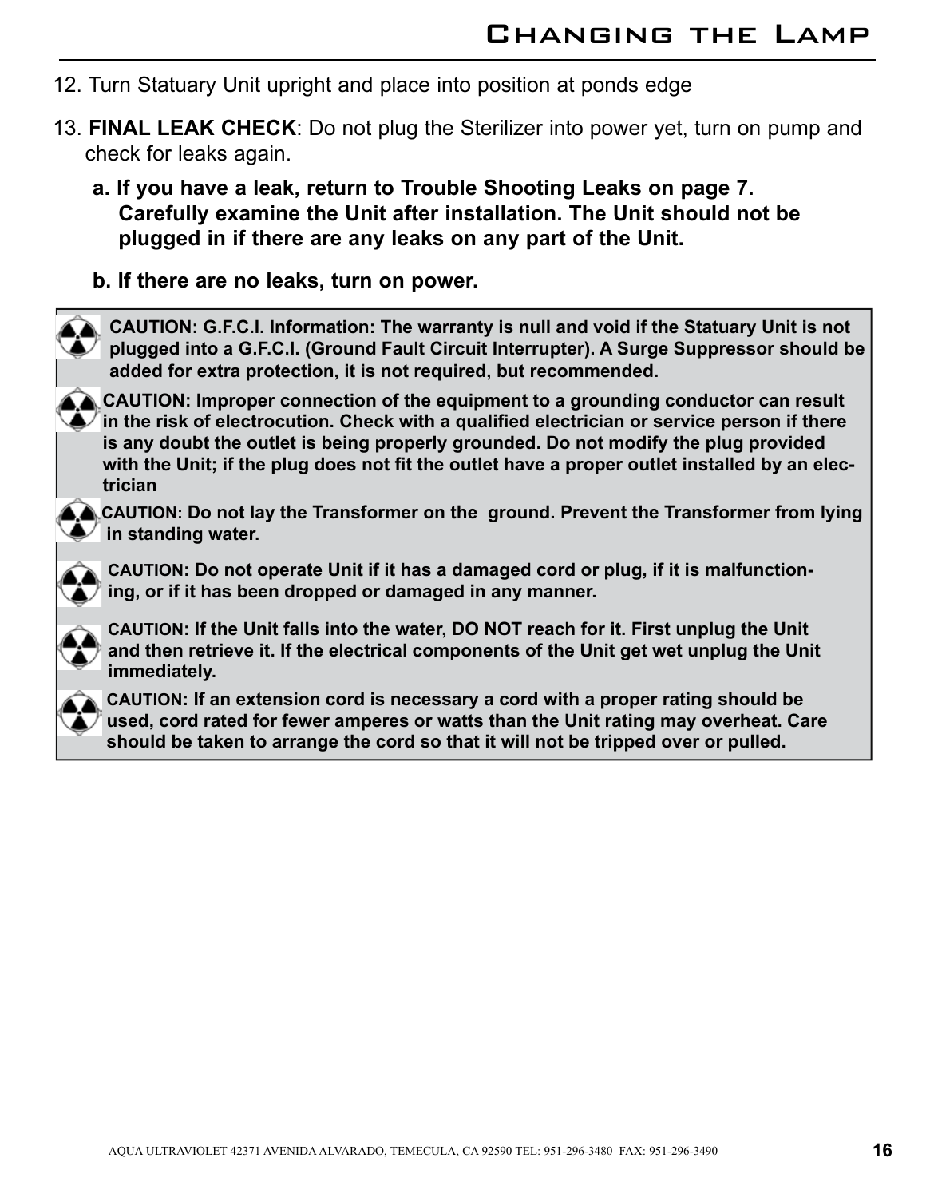12. Turn Statuary Unit upright and place into position at ponds edge

13. **FINAL LEAK CHECK**: Do not plug the Sterilizer into power yet, turn on pump and check for leaks again.

    **a. If you have a leak, return to Trouble Shooting Leaks on page 7. Carefully examine the Unit after installation. The Unit should not be plugged in if there are any leaks on any part of the Unit.**

    **b. If there are no leaks, turn on power.**

**CAUTION: G.F.C.I. Information: The warranty is null and void if the Statuary Unit is not plugged into a G.F.C.I. (Ground Fault Circuit Interrupter). A Surge Suppressor should be added for extra protection, it is not required, but recommended.**

**CAUTION: Improper connection of the equipment to a grounding conductor can result in the risk of electrocution. Check with a qualified electrician or service person if there is any doubt the outlet is being properly grounded. Do not modify the plug provided with the Unit; if the plug does not fit the outlet have a proper outlet installed by an electrician**

**CAUTION: Do not lay the Transformer on the ground. Prevent the Transformer from lying in standing water.**

**CAUTION: Do not operate Unit if it has a damaged cord or plug, if it is malfunctioning, or if it has been dropped or damaged in any manner.**

**CAUTION: If the Unit falls into the water, DO NOT reach for it. First unplug the Unit and then retrieve it. If the electrical components of the Unit get wet unplug the Unit immediately.**

**CAUTION: If an extension cord is necessary a cord with a proper rating should be used, cord rated for fewer amperes or watts than the Unit rating may overheat. Care should be taken to arrange the cord so that it will not be tripped over or pulled.**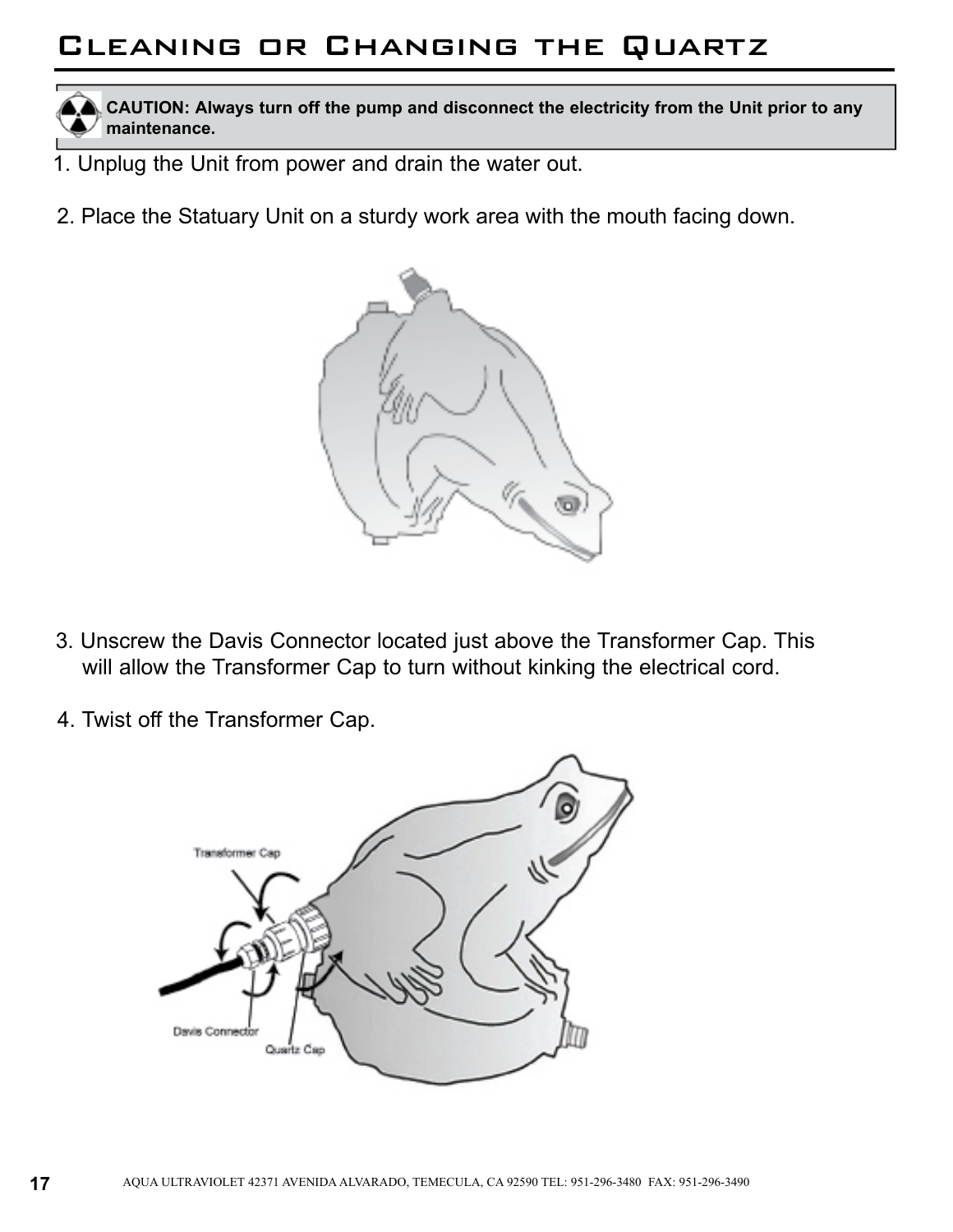# Cleaning or Changing the Quartz

**CAUTION: Always turn off the pump and disconnect the electricity from the Unit prior to any maintenance.**

1. Unplug the Unit from power and drain the water out.

2. Place the Statuary Unit on a sturdy work area with the mouth facing down.

3. Unscrew the Davis Connector located just above the Transformer Cap. This will allow the Transformer Cap to turn without kinking the electrical cord.

4. Twist off the Transformer Cap.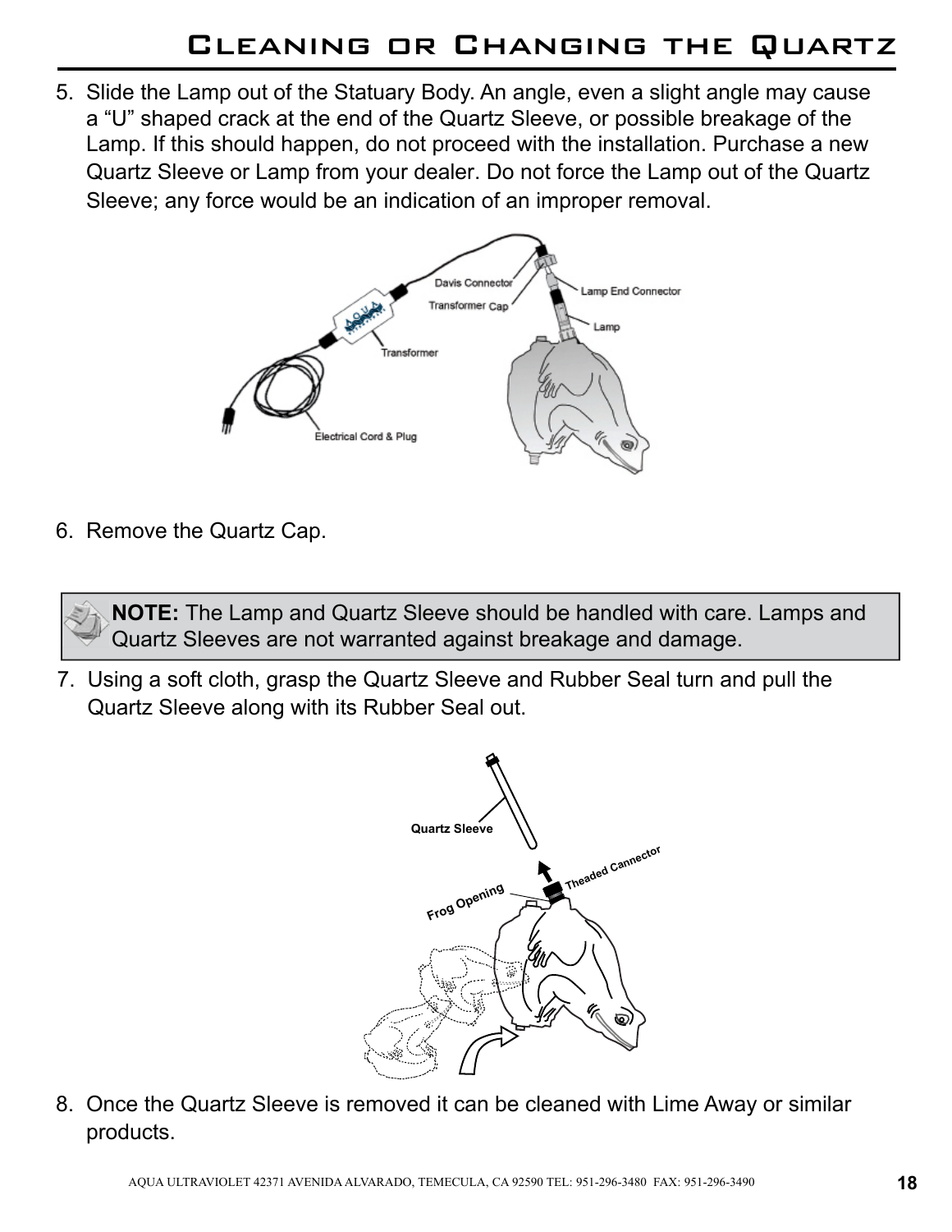# Cleaning or Changing the Quartz

5. Slide the Lamp out of the Statuary Body. An angle, even a slight angle may cause a “U” shaped crack at the end of the Quartz Sleeve, or possible breakage of the Lamp. If this should happen, do not proceed with the installation. Purchase a new Quartz Sleeve or Lamp from your dealer. Do not force the Lamp out of the Quartz Sleeve; any force would be an indication of an improper removal.

6. Remove the Quartz Cap.

> **NOTE:** The Lamp and Quartz Sleeve should be handled with care. Lamps and Quartz Sleeves are not warranted against breakage and damage.

7. Using a soft cloth, grasp the Quartz Sleeve and Rubber Seal turn and pull the Quartz Sleeve along with its Rubber Seal out.

8. Once the Quartz Sleeve is removed it can be cleaned with Lime Away or similar products.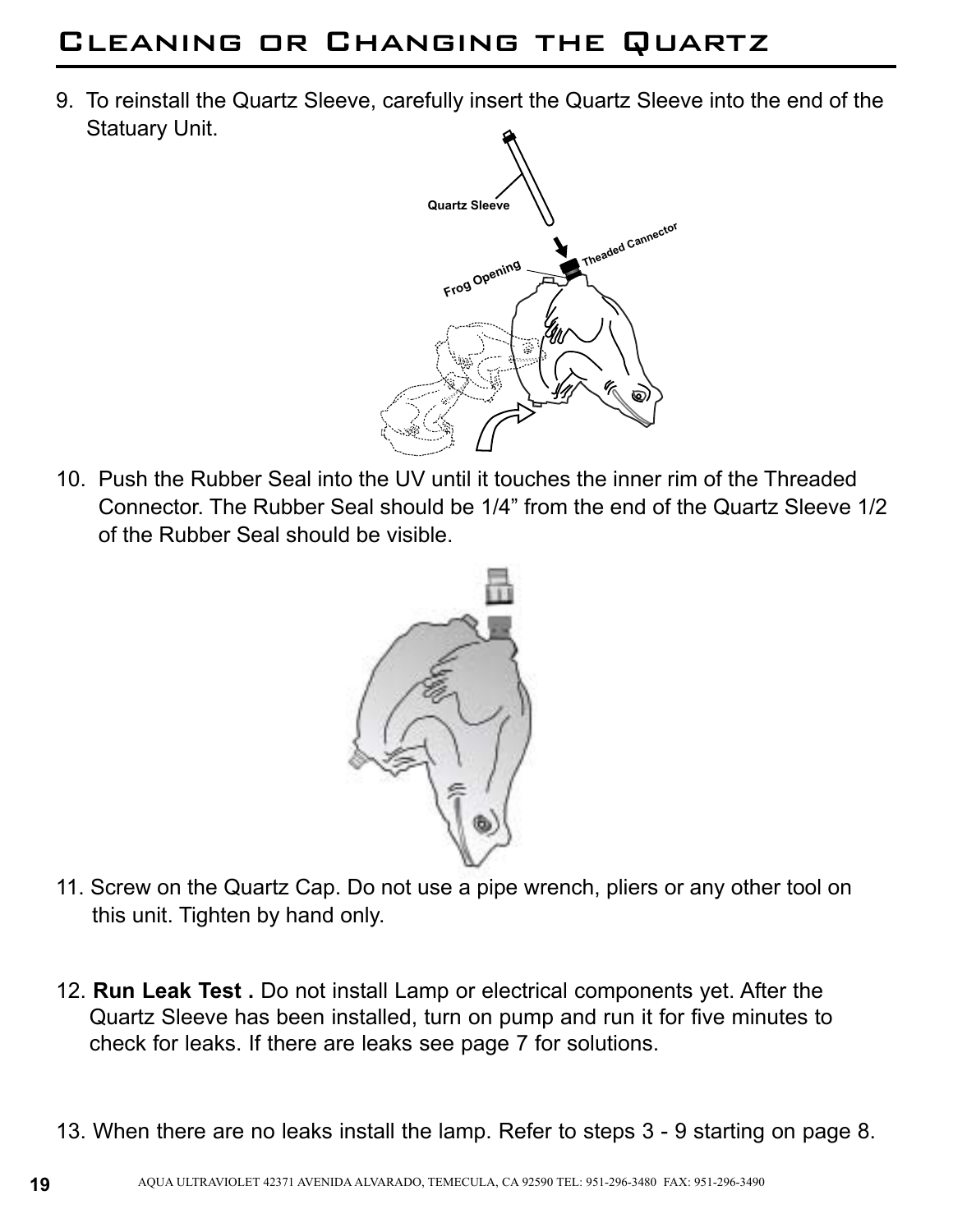# Cleaning or Changing the Quartz

9. To reinstall the Quartz Sleeve, carefully insert the Quartz Sleeve into the end of the Statuary Unit.

10. Push the Rubber Seal into the UV until it touches the inner rim of the Threaded Connector. The Rubber Seal should be 1/4" from the end of the Quartz Sleeve 1/2 of the Rubber Seal should be visible.

11. Screw on the Quartz Cap. Do not use a pipe wrench, pliers or any other tool on this unit. Tighten by hand only.

12. **Run Leak Test .** Do not install Lamp or electrical components yet. After the Quartz Sleeve has been installed, turn on pump and run it for five minutes to check for leaks. If there are leaks see page 7 for solutions.

13. When there are no leaks install the lamp. Refer to steps 3 - 9 starting on page 8.

AQUA ULTRAVIOLET 42371 AVENIDA ALVARADO, TEMECULA, CA 92590 TEL: 951-296-3480 FAX: 951-296-3490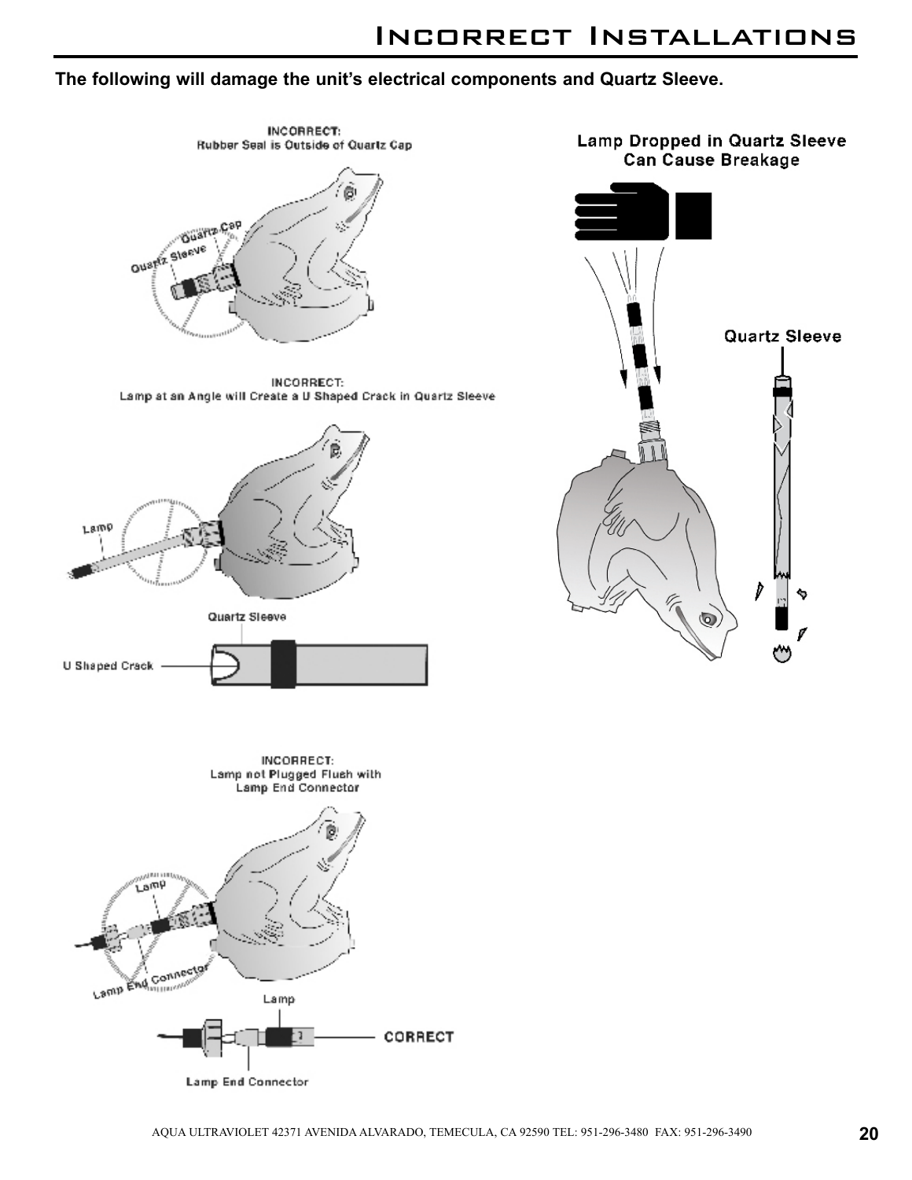# Incorrect Installations

**The following will damage the unit's electrical components and Quartz Sleeve.**

INCORRECT:
Rubber Seal is Outside of Quartz Cap

Quartz Cap
Quartz Sleeve

INCORRECT:
Lamp at an Angle will Create a U Shaped Crack in Quartz Sleeve

Lamp

Quartz Sleeve

U Shaped Crack

INCORRECT:
Lamp not Plugged Flush with Lamp End Connector

Lamp

Lamp End Connector

Lamp

CORRECT

Lamp End Connector

Lamp Dropped in Quartz Sleeve Can Cause Breakage

Quartz Sleeve

AQUA ULTRAVIOLET 42371 AVENIDA ALVARADO, TEMECULA, CA 92590 TEL: 951-296-3480 FAX: 951-296-3490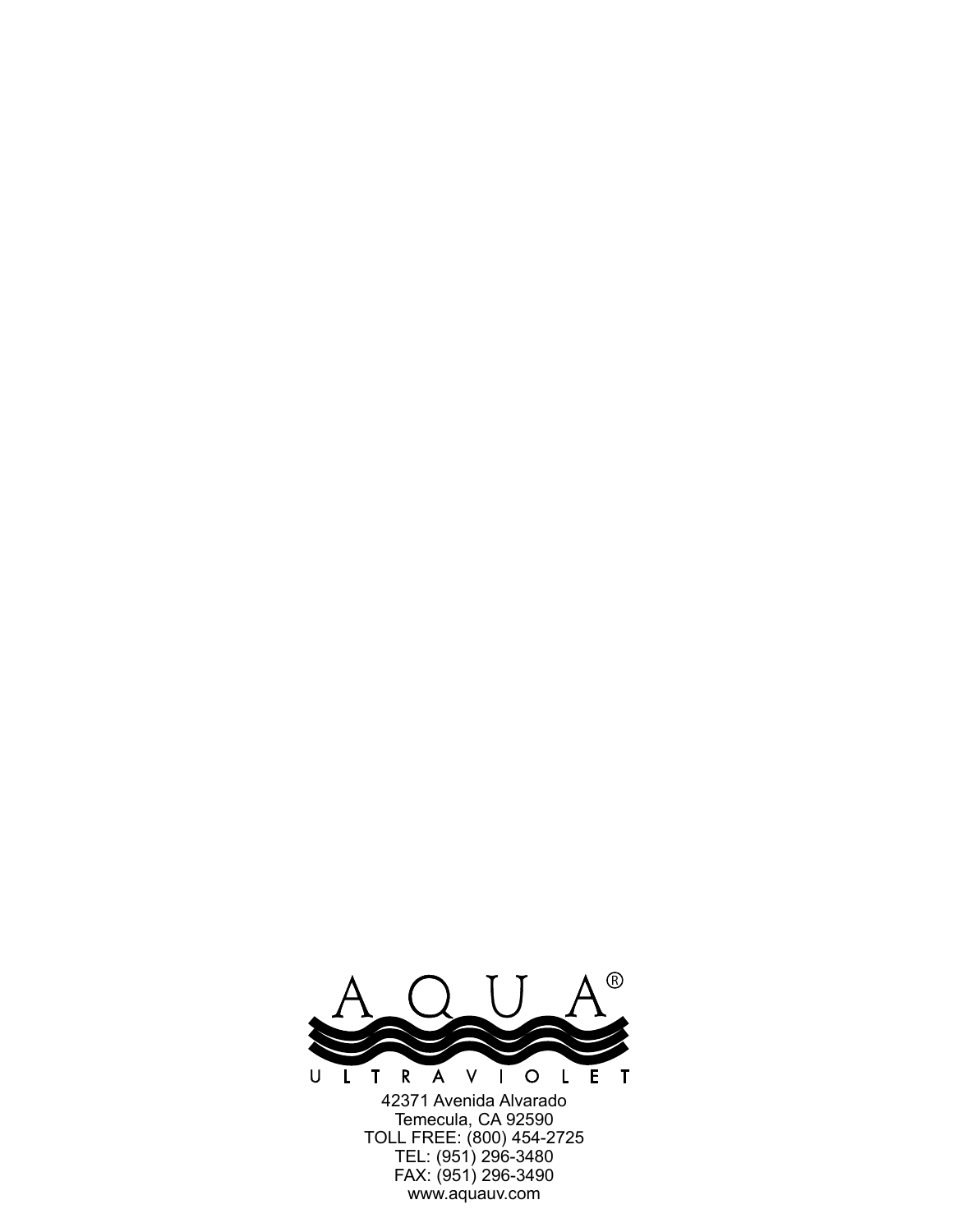AQUA®

ULTRAVIOLET

42371 Avenida Alvarado
Temecula, CA 92590
TOLL FREE: (800) 454-2725
TEL: (951) 296-3480
FAX: (951) 296-3490
www.aquauv.com